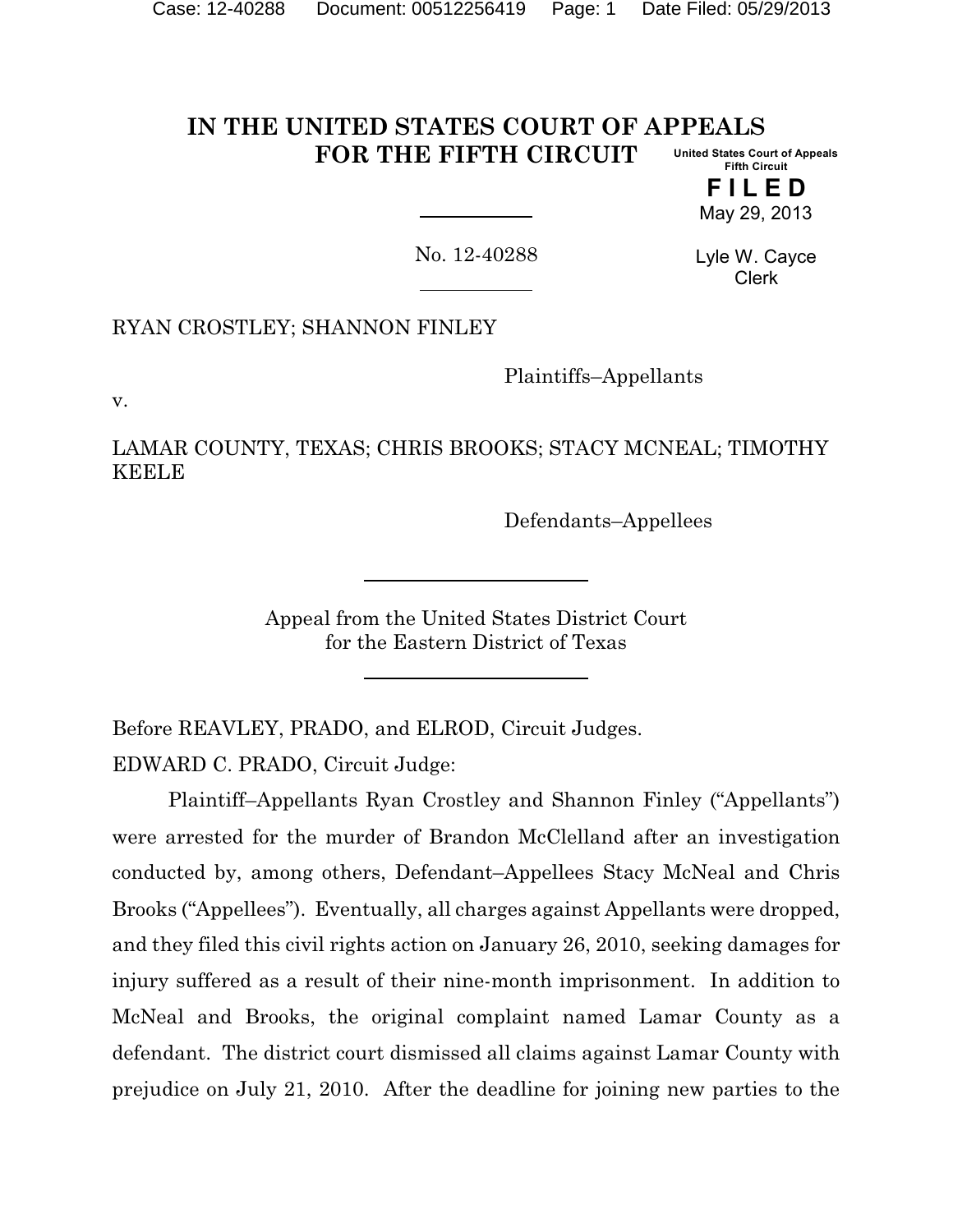# IN THE UNITED STATES COURT OF APPEALS FOR THE FIFTH CIRCUIT

United States Court of Appeals
Fifth Circuit

**FILED**
May 29, 2013

Lyle W. Cayce
Clerk

No. 12-40288

RYAN CROSTLEY; SHANNON FINLEY

Plaintiffs–Appellants

v.

LAMAR COUNTY, TEXAS; CHRIS BROOKS; STACY MCNEAL; TIMOTHY KEELE

Defendants–Appellees

Appeal from the United States District Court
for the Eastern District of Texas

Before REAVLEY, PRADO, and ELROD, Circuit Judges.

EDWARD C. PRADO, Circuit Judge:

Plaintiff–Appellants Ryan Crostley and Shannon Finley ("Appellants") were arrested for the murder of Brandon McClelland after an investigation conducted by, among others, Defendant–Appellees Stacy McNeal and Chris Brooks ("Appellees"). Eventually, all charges against Appellants were dropped, and they filed this civil rights action on January 26, 2010, seeking damages for injury suffered as a result of their nine-month imprisonment. In addition to McNeal and Brooks, the original complaint named Lamar County as a defendant. The district court dismissed all claims against Lamar County with prejudice on July 21, 2010. After the deadline for joining new parties to the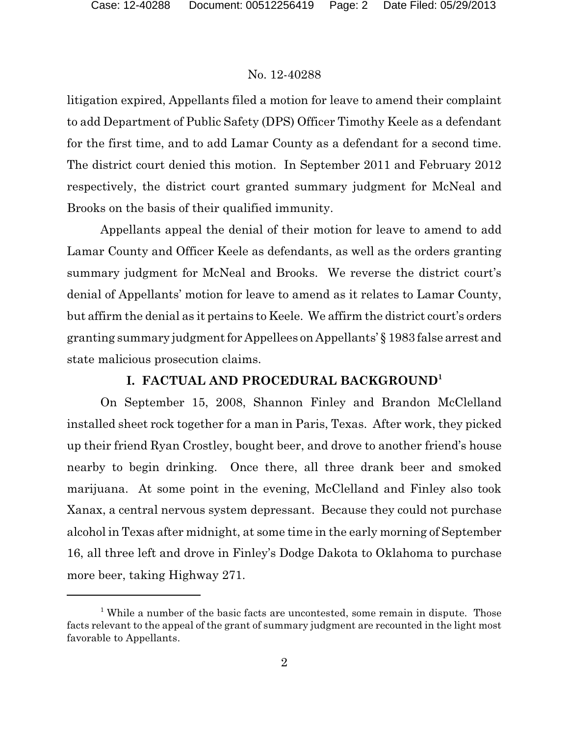litigation expired, Appellants filed a motion for leave to amend their complaint to add Department of Public Safety (DPS) Officer Timothy Keele as a defendant for the first time, and to add Lamar County as a defendant for a second time. The district court denied this motion. In September 2011 and February 2012 respectively, the district court granted summary judgment for McNeal and Brooks on the basis of their qualified immunity.

Appellants appeal the denial of their motion for leave to amend to add Lamar County and Officer Keele as defendants, as well as the orders granting summary judgment for McNeal and Brooks. We reverse the district court's denial of Appellants' motion for leave to amend as it relates to Lamar County, but affirm the denial as it pertains to Keele. We affirm the district court's orders granting summary judgment for Appellees on Appellants' § 1983 false arrest and state malicious prosecution claims.

## I. FACTUAL AND PROCEDURAL BACKGROUND[1]

On September 15, 2008, Shannon Finley and Brandon McClelland installed sheet rock together for a man in Paris, Texas. After work, they picked up their friend Ryan Crostley, bought beer, and drove to another friend's house nearby to begin drinking. Once there, all three drank beer and smoked marijuana. At some point in the evening, McClelland and Finley also took Xanax, a central nervous system depressant. Because they could not purchase alcohol in Texas after midnight, at some time in the early morning of September 16, all three left and drove in Finley's Dodge Dakota to Oklahoma to purchase more beer, taking Highway 271.

[1] While a number of the basic facts are uncontested, some remain in dispute. Those facts relevant to the appeal of the grant of summary judgment are recounted in the light most favorable to Appellants.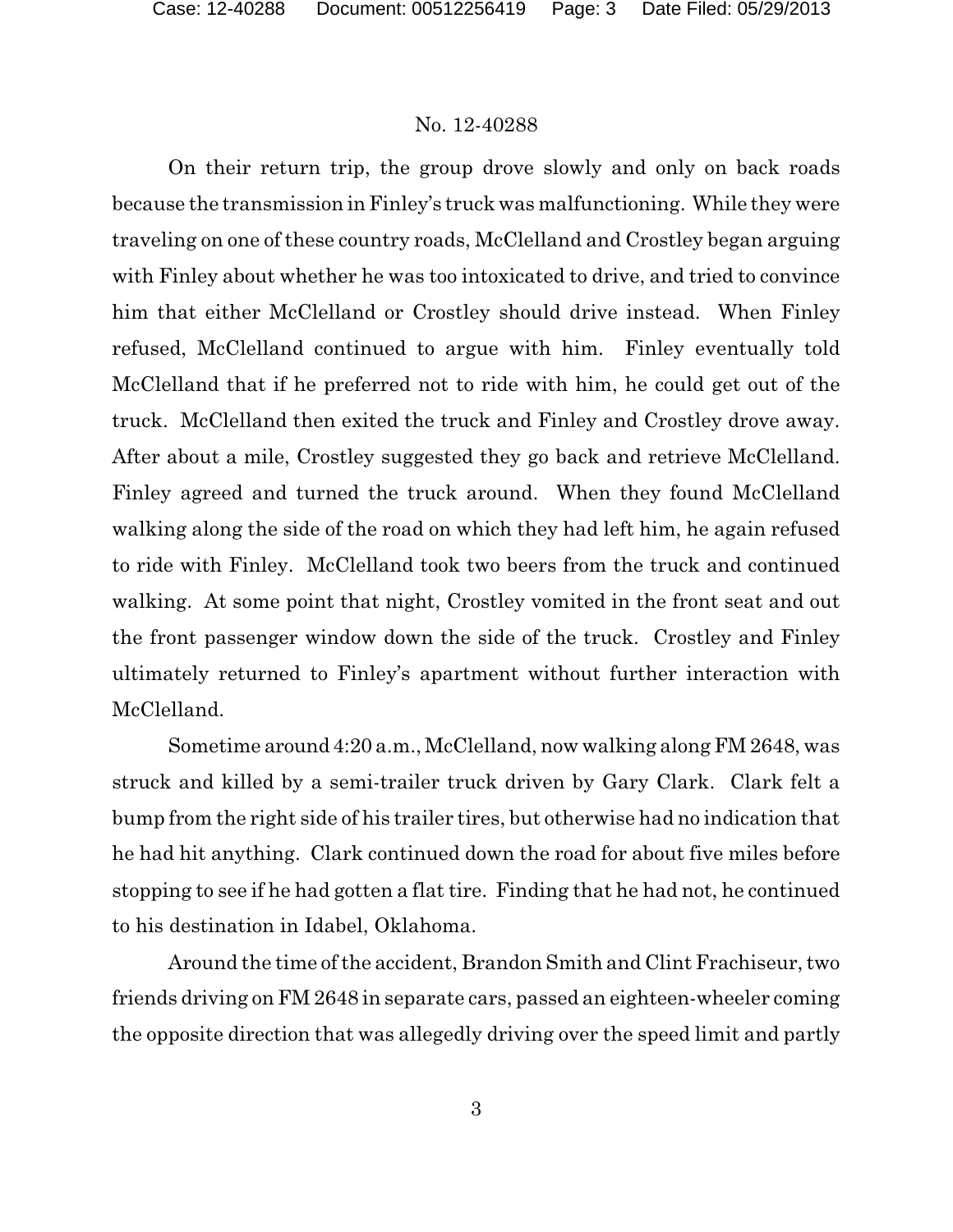On their return trip, the group drove slowly and only on back roads because the transmission in Finley's truck was malfunctioning. While they were traveling on one of these country roads, McClelland and Crostley began arguing with Finley about whether he was too intoxicated to drive, and tried to convince him that either McClelland or Crostley should drive instead. When Finley refused, McClelland continued to argue with him. Finley eventually told McClelland that if he preferred not to ride with him, he could get out of the truck. McClelland then exited the truck and Finley and Crostley drove away. After about a mile, Crostley suggested they go back and retrieve McClelland. Finley agreed and turned the truck around. When they found McClelland walking along the side of the road on which they had left him, he again refused to ride with Finley. McClelland took two beers from the truck and continued walking. At some point that night, Crostley vomited in the front seat and out the front passenger window down the side of the truck. Crostley and Finley ultimately returned to Finley's apartment without further interaction with McClelland.

Sometime around 4:20 a.m., McClelland, now walking along FM 2648, was struck and killed by a semi-trailer truck driven by Gary Clark. Clark felt a bump from the right side of his trailer tires, but otherwise had no indication that he had hit anything. Clark continued down the road for about five miles before stopping to see if he had gotten a flat tire. Finding that he had not, he continued to his destination in Idabel, Oklahoma.

Around the time of the accident, Brandon Smith and Clint Frachiseur, two friends driving on FM 2648 in separate cars, passed an eighteen-wheeler coming the opposite direction that was allegedly driving over the speed limit and partly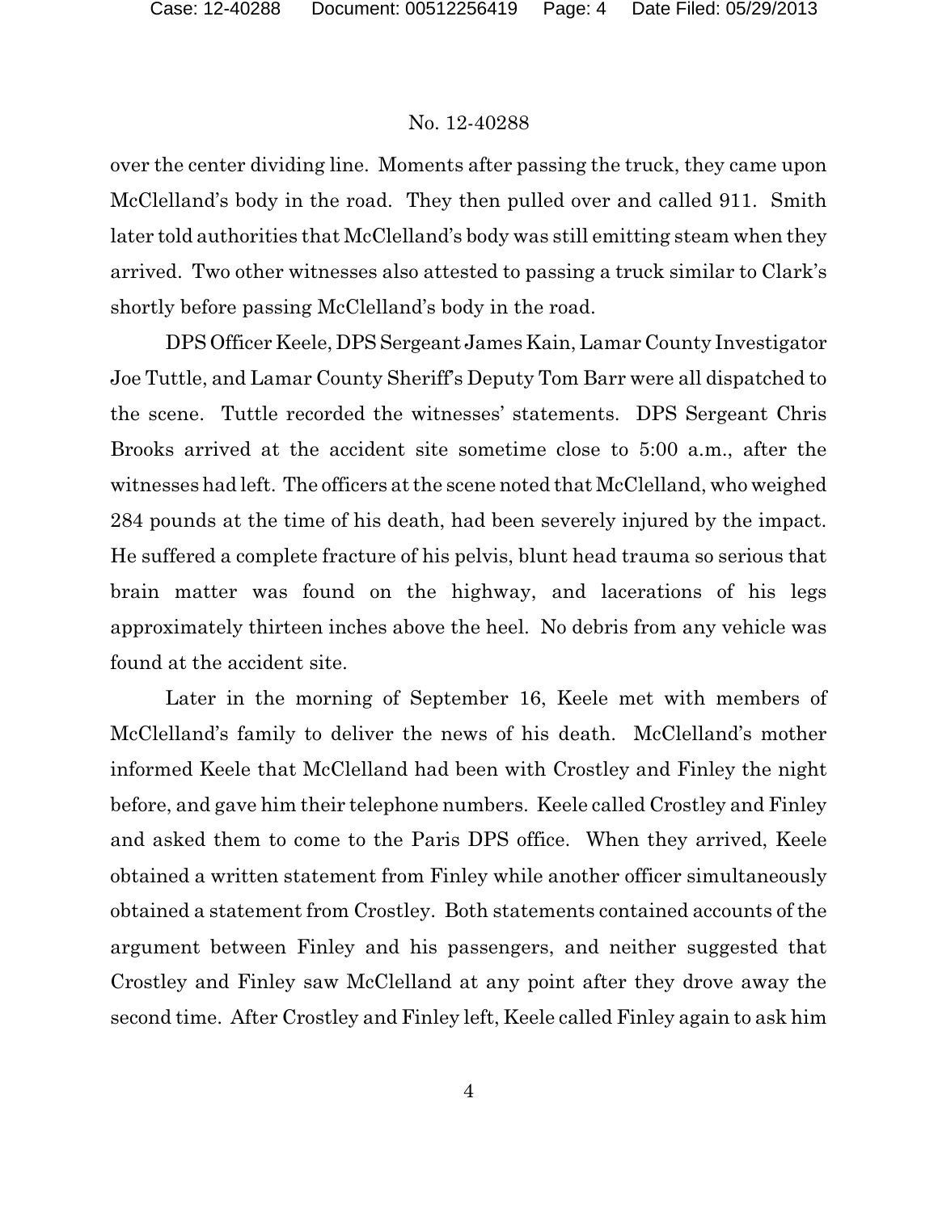over the center dividing line. Moments after passing the truck, they came upon McClelland's body in the road. They then pulled over and called 911. Smith later told authorities that McClelland's body was still emitting steam when they arrived. Two other witnesses also attested to passing a truck similar to Clark's shortly before passing McClelland's body in the road.

DPS Officer Keele, DPS Sergeant James Kain, Lamar County Investigator Joe Tuttle, and Lamar County Sheriff's Deputy Tom Barr were all dispatched to the scene. Tuttle recorded the witnesses' statements. DPS Sergeant Chris Brooks arrived at the accident site sometime close to 5:00 a.m., after the witnesses had left. The officers at the scene noted that McClelland, who weighed 284 pounds at the time of his death, had been severely injured by the impact. He suffered a complete fracture of his pelvis, blunt head trauma so serious that brain matter was found on the highway, and lacerations of his legs approximately thirteen inches above the heel. No debris from any vehicle was found at the accident site.

Later in the morning of September 16, Keele met with members of McClelland's family to deliver the news of his death. McClelland's mother informed Keele that McClelland had been with Crostley and Finley the night before, and gave him their telephone numbers. Keele called Crostley and Finley and asked them to come to the Paris DPS office. When they arrived, Keele obtained a written statement from Finley while another officer simultaneously obtained a statement from Crostley. Both statements contained accounts of the argument between Finley and his passengers, and neither suggested that Crostley and Finley saw McClelland at any point after they drove away the second time. After Crostley and Finley left, Keele called Finley again to ask him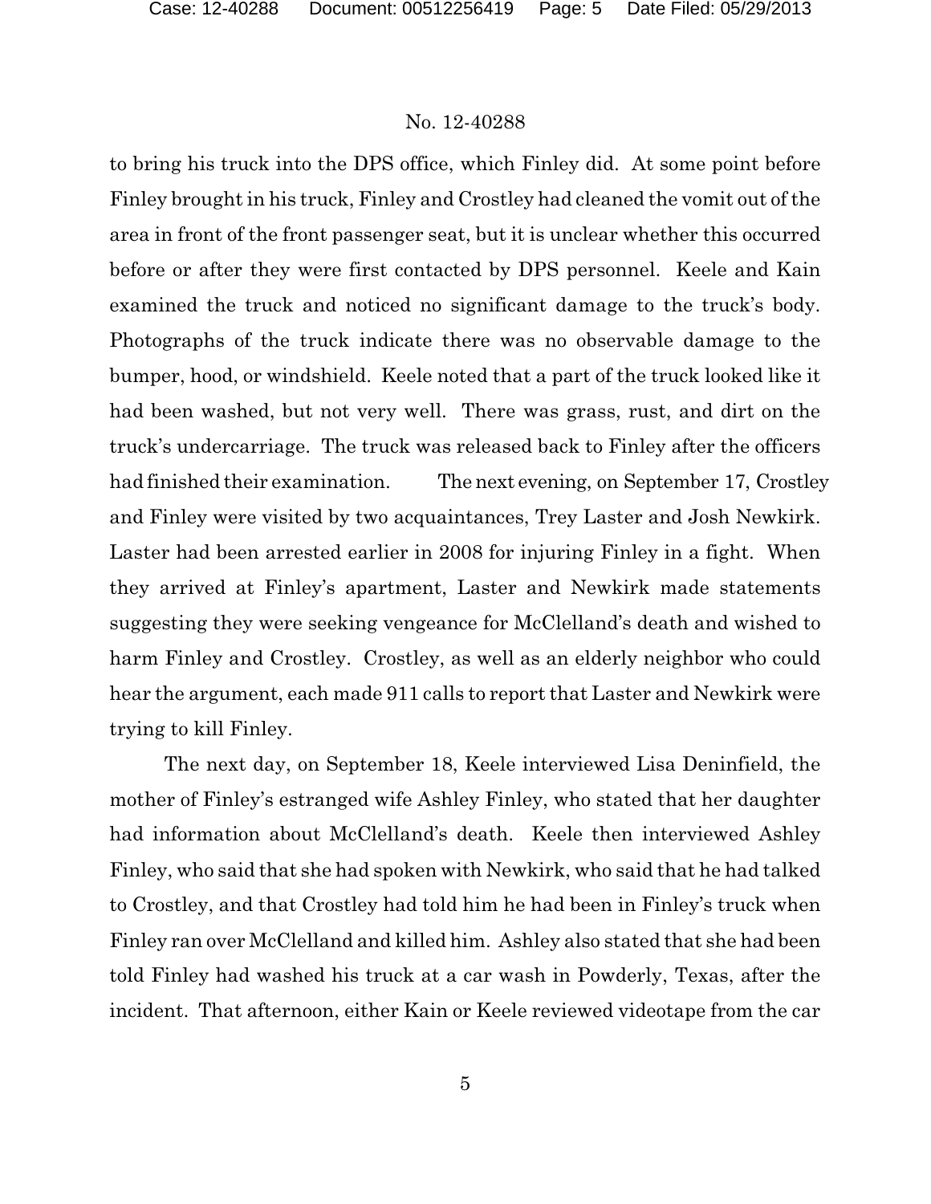to bring his truck into the DPS office, which Finley did. At some point before Finley brought in his truck, Finley and Crostley had cleaned the vomit out of the area in front of the front passenger seat, but it is unclear whether this occurred before or after they were first contacted by DPS personnel. Keele and Kain examined the truck and noticed no significant damage to the truck's body. Photographs of the truck indicate there was no observable damage to the bumper, hood, or windshield. Keele noted that a part of the truck looked like it had been washed, but not very well. There was grass, rust, and dirt on the truck's undercarriage. The truck was released back to Finley after the officers had finished their examination. The next evening, on September 17, Crostley and Finley were visited by two acquaintances, Trey Laster and Josh Newkirk. Laster had been arrested earlier in 2008 for injuring Finley in a fight. When they arrived at Finley's apartment, Laster and Newkirk made statements suggesting they were seeking vengeance for McClelland's death and wished to harm Finley and Crostley. Crostley, as well as an elderly neighbor who could hear the argument, each made 911 calls to report that Laster and Newkirk were trying to kill Finley.

The next day, on September 18, Keele interviewed Lisa Deninfield, the mother of Finley's estranged wife Ashley Finley, who stated that her daughter had information about McClelland's death. Keele then interviewed Ashley Finley, who said that she had spoken with Newkirk, who said that he had talked to Crostley, and that Crostley had told him he had been in Finley's truck when Finley ran over McClelland and killed him. Ashley also stated that she had been told Finley had washed his truck at a car wash in Powderly, Texas, after the incident. That afternoon, either Kain or Keele reviewed videotape from the car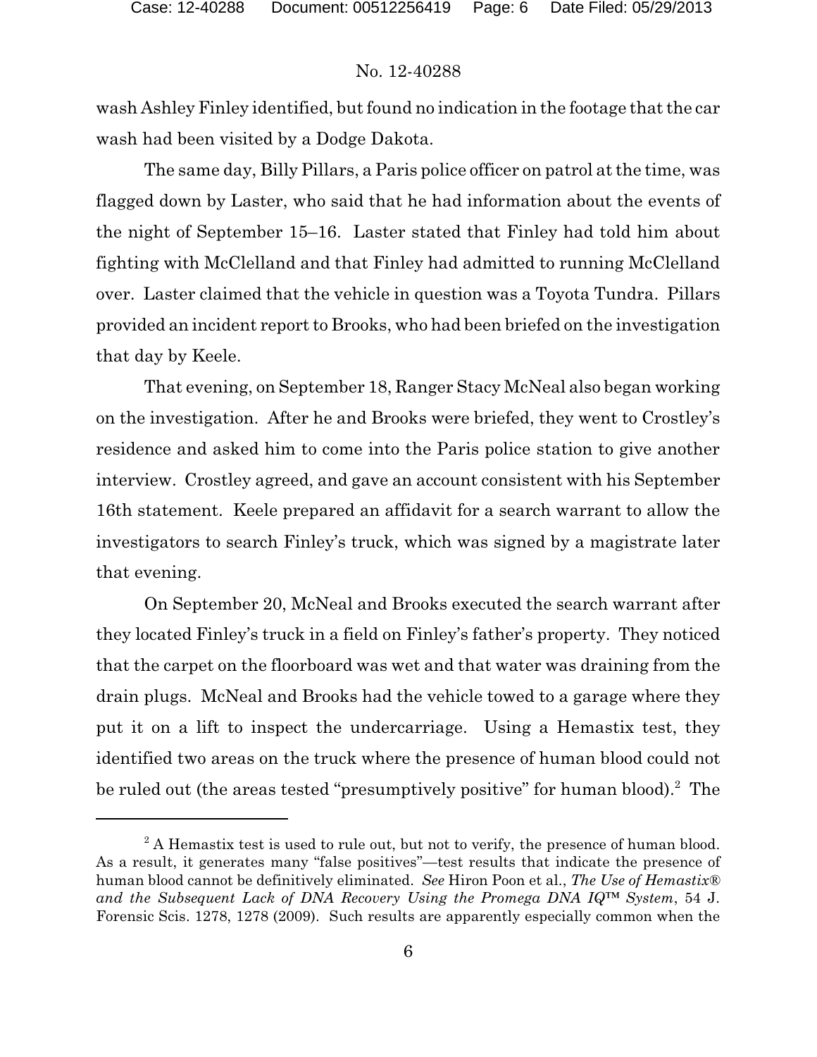wash Ashley Finley identified, but found no indication in the footage that the car wash had been visited by a Dodge Dakota.

The same day, Billy Pillars, a Paris police officer on patrol at the time, was flagged down by Laster, who said that he had information about the events of the night of September 15–16. Laster stated that Finley had told him about fighting with McClelland and that Finley had admitted to running McClelland over. Laster claimed that the vehicle in question was a Toyota Tundra. Pillars provided an incident report to Brooks, who had been briefed on the investigation that day by Keele.

That evening, on September 18, Ranger Stacy McNeal also began working on the investigation. After he and Brooks were briefed, they went to Crostley's residence and asked him to come into the Paris police station to give another interview. Crostley agreed, and gave an account consistent with his September 16th statement. Keele prepared an affidavit for a search warrant to allow the investigators to search Finley's truck, which was signed by a magistrate later that evening.

On September 20, McNeal and Brooks executed the search warrant after they located Finley's truck in a field on Finley's father's property. They noticed that the carpet on the floorboard was wet and that water was draining from the drain plugs. McNeal and Brooks had the vehicle towed to a garage where they put it on a lift to inspect the undercarriage. Using a Hemastix test, they identified two areas on the truck where the presence of human blood could not be ruled out (the areas tested "presumptively positive" for human blood).[2] The

[2] A Hemastix test is used to rule out, but not to verify, the presence of human blood. As a result, it generates many "false positives"—test results that indicate the presence of human blood cannot be definitively eliminated. *See* Hiron Poon et al., *The Use of Hemastix® and the Subsequent Lack of DNA Recovery Using the Promega DNA IQ™ System*, 54 J. Forensic Scis. 1278, 1278 (2009). Such results are apparently especially common when the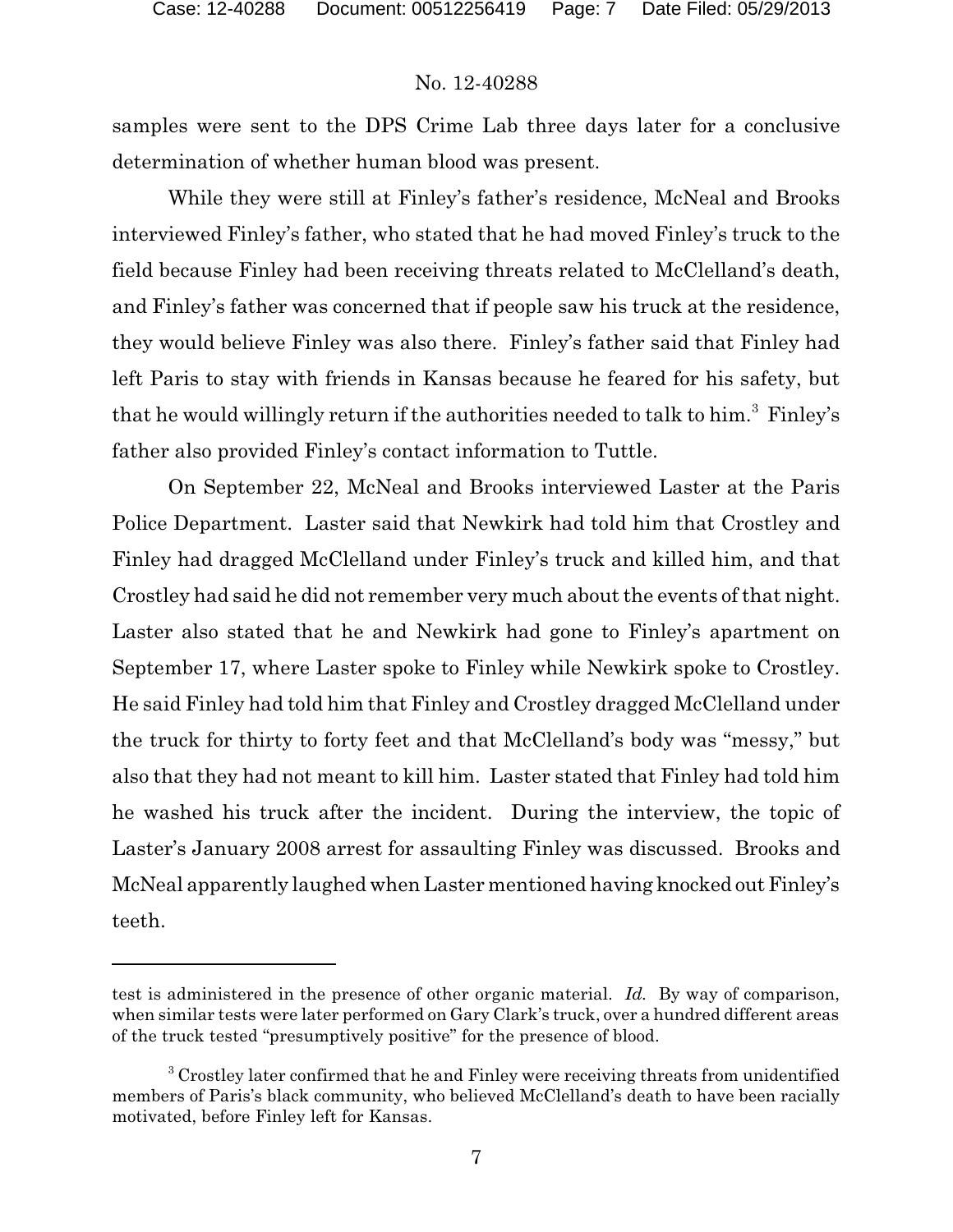samples were sent to the DPS Crime Lab three days later for a conclusive determination of whether human blood was present.

While they were still at Finley's father's residence, McNeal and Brooks interviewed Finley's father, who stated that he had moved Finley's truck to the field because Finley had been receiving threats related to McClelland's death, and Finley's father was concerned that if people saw his truck at the residence, they would believe Finley was also there. Finley's father said that Finley had left Paris to stay with friends in Kansas because he feared for his safety, but that he would willingly return if the authorities needed to talk to him.[3] Finley's father also provided Finley's contact information to Tuttle.

On September 22, McNeal and Brooks interviewed Laster at the Paris Police Department. Laster said that Newkirk had told him that Crostley and Finley had dragged McClelland under Finley's truck and killed him, and that Crostley had said he did not remember very much about the events of that night. Laster also stated that he and Newkirk had gone to Finley's apartment on September 17, where Laster spoke to Finley while Newkirk spoke to Crostley. He said Finley had told him that Finley and Crostley dragged McClelland under the truck for thirty to forty feet and that McClelland's body was "messy," but also that they had not meant to kill him. Laster stated that Finley had told him he washed his truck after the incident. During the interview, the topic of Laster's January 2008 arrest for assaulting Finley was discussed. Brooks and McNeal apparently laughed when Laster mentioned having knocked out Finley's teeth.

---

test is administered in the presence of other organic material. *Id.* By way of comparison, when similar tests were later performed on Gary Clark's truck, over a hundred different areas of the truck tested "presumptively positive" for the presence of blood.

[3] Crostley later confirmed that he and Finley were receiving threats from unidentified members of Paris's black community, who believed McClelland's death to have been racially motivated, before Finley left for Kansas.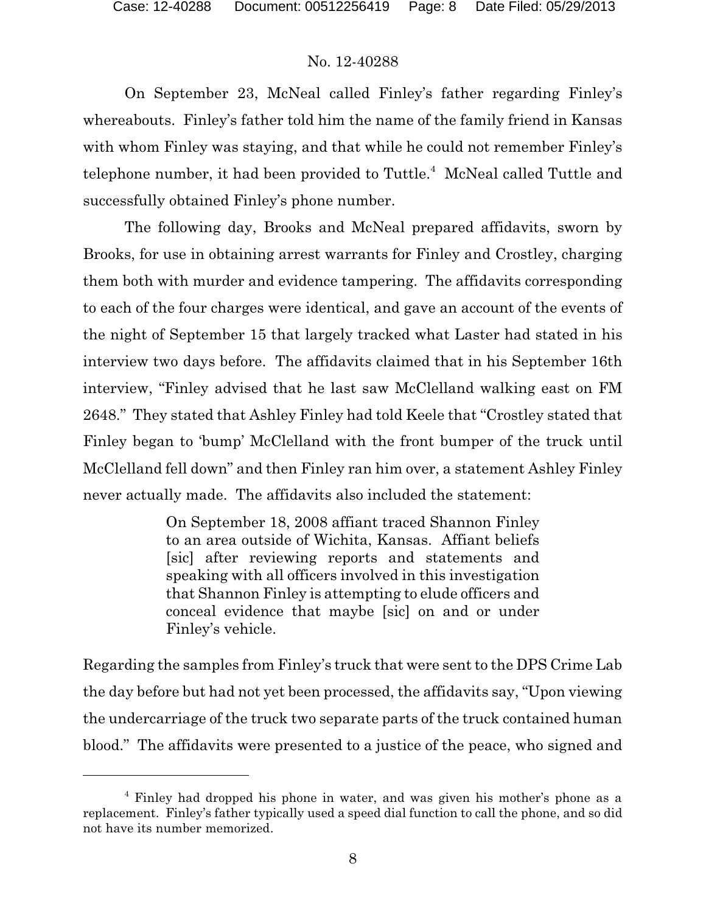On September 23, McNeal called Finley's father regarding Finley's whereabouts. Finley's father told him the name of the family friend in Kansas with whom Finley was staying, and that while he could not remember Finley's telephone number, it had been provided to Tuttle.[4] McNeal called Tuttle and successfully obtained Finley's phone number.

The following day, Brooks and McNeal prepared affidavits, sworn by Brooks, for use in obtaining arrest warrants for Finley and Crostley, charging them both with murder and evidence tampering. The affidavits corresponding to each of the four charges were identical, and gave an account of the events of the night of September 15 that largely tracked what Laster had stated in his interview two days before. The affidavits claimed that in his September 16th interview, "Finley advised that he last saw McClelland walking east on FM 2648." They stated that Ashley Finley had told Keele that "Crostley stated that Finley began to 'bump' McClelland with the front bumper of the truck until McClelland fell down" and then Finley ran him over, a statement Ashley Finley never actually made. The affidavits also included the statement:

> On September 18, 2008 affiant traced Shannon Finley to an area outside of Wichita, Kansas. Affiant beliefs [sic] after reviewing reports and statements and speaking with all officers involved in this investigation that Shannon Finley is attempting to elude officers and conceal evidence that maybe [sic] on and or under Finley's vehicle.

Regarding the samples from Finley's truck that were sent to the DPS Crime Lab the day before but had not yet been processed, the affidavits say, "Upon viewing the undercarriage of the truck two separate parts of the truck contained human blood." The affidavits were presented to a justice of the peace, who signed and

[4] Finley had dropped his phone in water, and was given his mother's phone as a replacement. Finley's father typically used a speed dial function to call the phone, and so did not have its number memorized.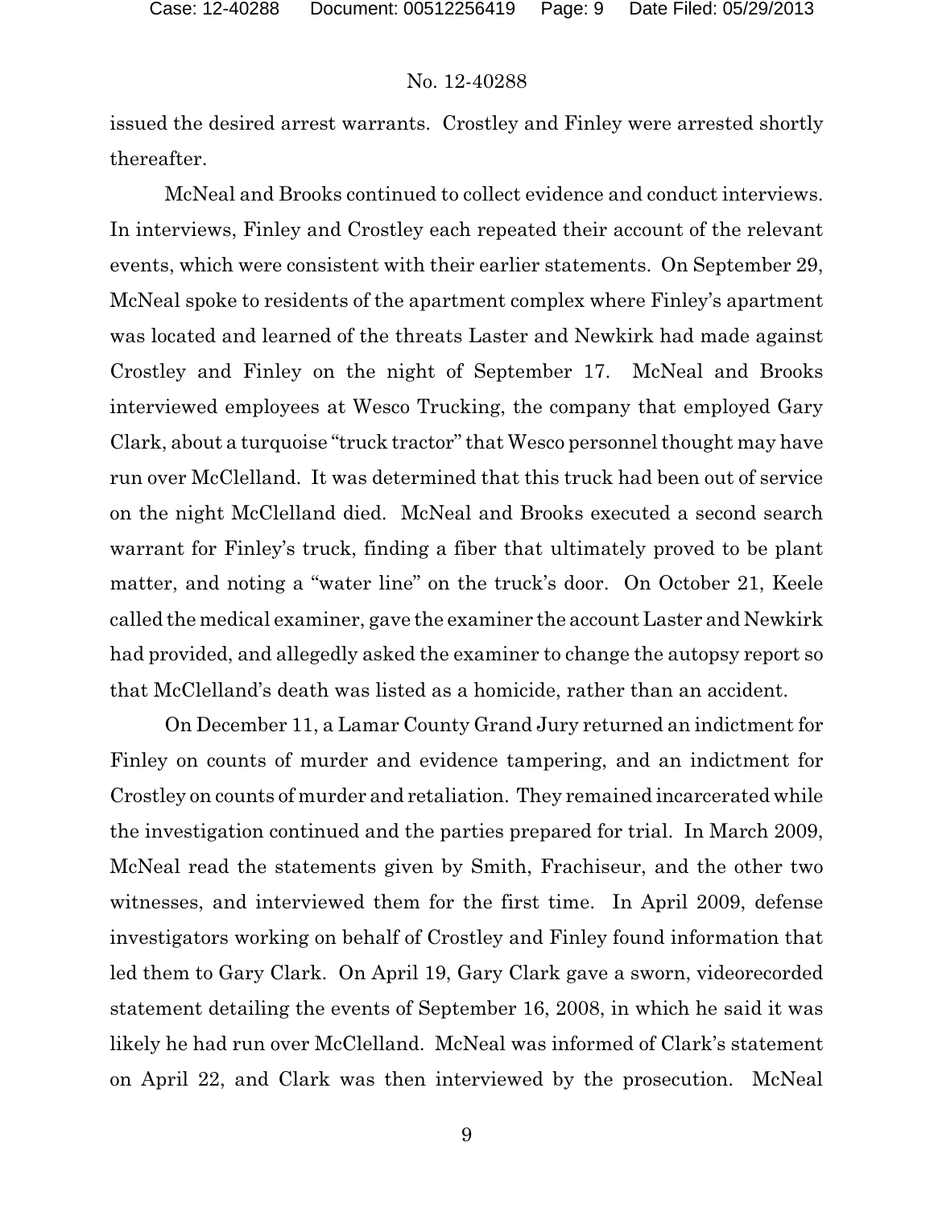issued the desired arrest warrants. Crostley and Finley were arrested shortly thereafter.

McNeal and Brooks continued to collect evidence and conduct interviews. In interviews, Finley and Crostley each repeated their account of the relevant events, which were consistent with their earlier statements. On September 29, McNeal spoke to residents of the apartment complex where Finley's apartment was located and learned of the threats Laster and Newkirk had made against Crostley and Finley on the night of September 17. McNeal and Brooks interviewed employees at Wesco Trucking, the company that employed Gary Clark, about a turquoise "truck tractor" that Wesco personnel thought may have run over McClelland. It was determined that this truck had been out of service on the night McClelland died. McNeal and Brooks executed a second search warrant for Finley's truck, finding a fiber that ultimately proved to be plant matter, and noting a "water line" on the truck's door. On October 21, Keele called the medical examiner, gave the examiner the account Laster and Newkirk had provided, and allegedly asked the examiner to change the autopsy report so that McClelland's death was listed as a homicide, rather than an accident.

On December 11, a Lamar County Grand Jury returned an indictment for Finley on counts of murder and evidence tampering, and an indictment for Crostley on counts of murder and retaliation. They remained incarcerated while the investigation continued and the parties prepared for trial. In March 2009, McNeal read the statements given by Smith, Frachiseur, and the other two witnesses, and interviewed them for the first time. In April 2009, defense investigators working on behalf of Crostley and Finley found information that led them to Gary Clark. On April 19, Gary Clark gave a sworn, videorecorded statement detailing the events of September 16, 2008, in which he said it was likely he had run over McClelland. McNeal was informed of Clark's statement on April 22, and Clark was then interviewed by the prosecution. McNeal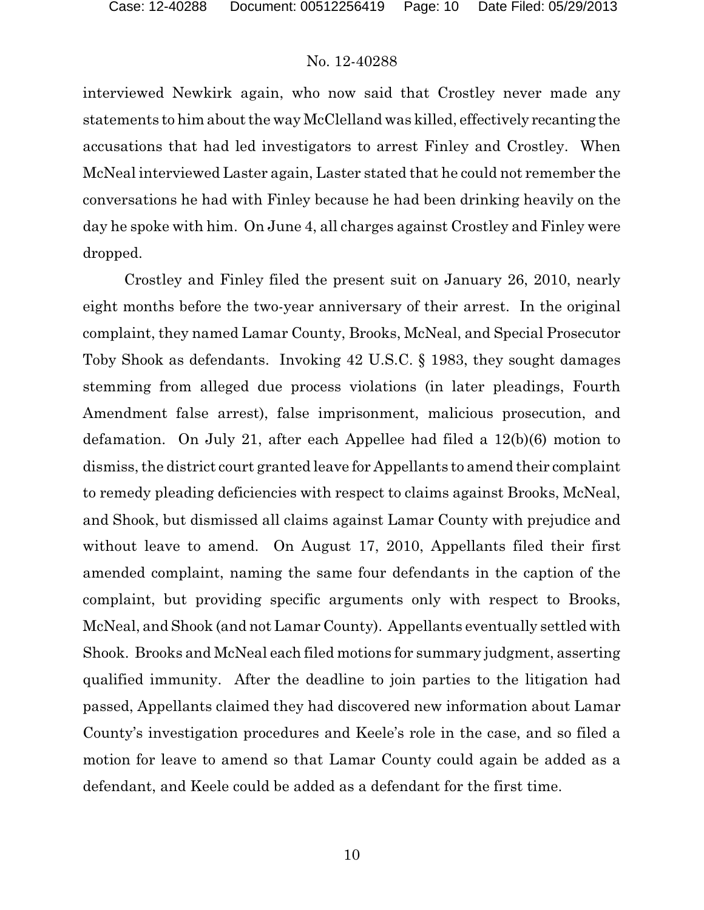interviewed Newkirk again, who now said that Crostley never made any statements to him about the way McClelland was killed, effectively recanting the accusations that had led investigators to arrest Finley and Crostley. When McNeal interviewed Laster again, Laster stated that he could not remember the conversations he had with Finley because he had been drinking heavily on the day he spoke with him. On June 4, all charges against Crostley and Finley were dropped.

Crostley and Finley filed the present suit on January 26, 2010, nearly eight months before the two-year anniversary of their arrest. In the original complaint, they named Lamar County, Brooks, McNeal, and Special Prosecutor Toby Shook as defendants. Invoking 42 U.S.C. § 1983, they sought damages stemming from alleged due process violations (in later pleadings, Fourth Amendment false arrest), false imprisonment, malicious prosecution, and defamation. On July 21, after each Appellee had filed a 12(b)(6) motion to dismiss, the district court granted leave for Appellants to amend their complaint to remedy pleading deficiencies with respect to claims against Brooks, McNeal, and Shook, but dismissed all claims against Lamar County with prejudice and without leave to amend. On August 17, 2010, Appellants filed their first amended complaint, naming the same four defendants in the caption of the complaint, but providing specific arguments only with respect to Brooks, McNeal, and Shook (and not Lamar County). Appellants eventually settled with Shook. Brooks and McNeal each filed motions for summary judgment, asserting qualified immunity. After the deadline to join parties to the litigation had passed, Appellants claimed they had discovered new information about Lamar County's investigation procedures and Keele's role in the case, and so filed a motion for leave to amend so that Lamar County could again be added as a defendant, and Keele could be added as a defendant for the first time.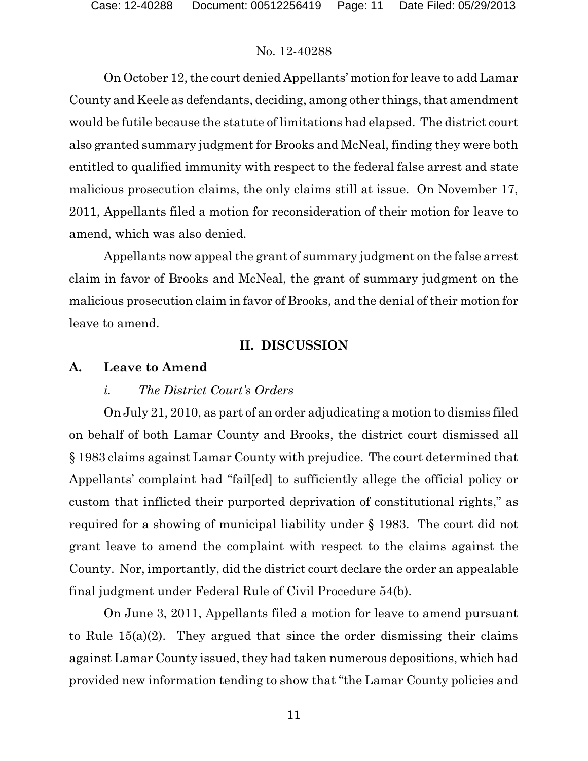On October 12, the court denied Appellants' motion for leave to add Lamar County and Keele as defendants, deciding, among other things, that amendment would be futile because the statute of limitations had elapsed. The district court also granted summary judgment for Brooks and McNeal, finding they were both entitled to qualified immunity with respect to the federal false arrest and state malicious prosecution claims, the only claims still at issue. On November 17, 2011, Appellants filed a motion for reconsideration of their motion for leave to amend, which was also denied.

Appellants now appeal the grant of summary judgment on the false arrest claim in favor of Brooks and McNeal, the grant of summary judgment on the malicious prosecution claim in favor of Brooks, and the denial of their motion for leave to amend.

## II. DISCUSSION

### A. Leave to Amend

#### *i. The District Court's Orders*

On July 21, 2010, as part of an order adjudicating a motion to dismiss filed on behalf of both Lamar County and Brooks, the district court dismissed all § 1983 claims against Lamar County with prejudice. The court determined that Appellants' complaint had "fail[ed] to sufficiently allege the official policy or custom that inflicted their purported deprivation of constitutional rights," as required for a showing of municipal liability under § 1983. The court did not grant leave to amend the complaint with respect to the claims against the County. Nor, importantly, did the district court declare the order an appealable final judgment under Federal Rule of Civil Procedure 54(b).

On June 3, 2011, Appellants filed a motion for leave to amend pursuant to Rule 15(a)(2). They argued that since the order dismissing their claims against Lamar County issued, they had taken numerous depositions, which had provided new information tending to show that "the Lamar County policies and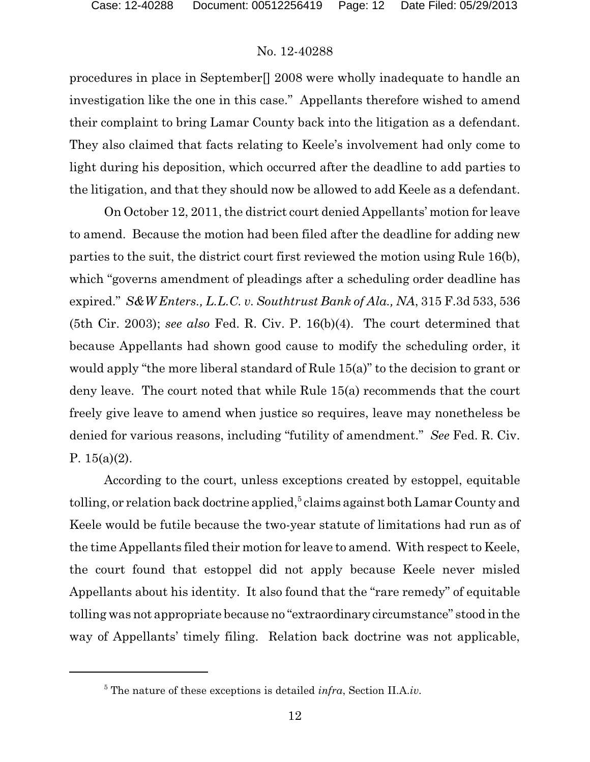procedures in place in September[] 2008 were wholly inadequate to handle an investigation like the one in this case." Appellants therefore wished to amend their complaint to bring Lamar County back into the litigation as a defendant. They also claimed that facts relating to Keele's involvement had only come to light during his deposition, which occurred after the deadline to add parties to the litigation, and that they should now be allowed to add Keele as a defendant.

On October 12, 2011, the district court denied Appellants' motion for leave to amend. Because the motion had been filed after the deadline for adding new parties to the suit, the district court first reviewed the motion using Rule 16(b), which "governs amendment of pleadings after a scheduling order deadline has expired." *S&W Enters., L.L.C. v. Southtrust Bank of Ala., NA*, 315 F.3d 533, 536 (5th Cir. 2003); *see also* Fed. R. Civ. P. 16(b)(4). The court determined that because Appellants had shown good cause to modify the scheduling order, it would apply "the more liberal standard of Rule 15(a)" to the decision to grant or deny leave. The court noted that while Rule 15(a) recommends that the court freely give leave to amend when justice so requires, leave may nonetheless be denied for various reasons, including "futility of amendment." *See* Fed. R. Civ. P. 15(a)(2).

According to the court, unless exceptions created by estoppel, equitable tolling, or relation back doctrine applied,[5] claims against both Lamar County and Keele would be futile because the two-year statute of limitations had run as of the time Appellants filed their motion for leave to amend. With respect to Keele, the court found that estoppel did not apply because Keele never misled Appellants about his identity. It also found that the "rare remedy" of equitable tolling was not appropriate because no "extraordinary circumstance" stood in the way of Appellants' timely filing. Relation back doctrine was not applicable,

[5] The nature of these exceptions is detailed *infra*, Section II.A.*iv*.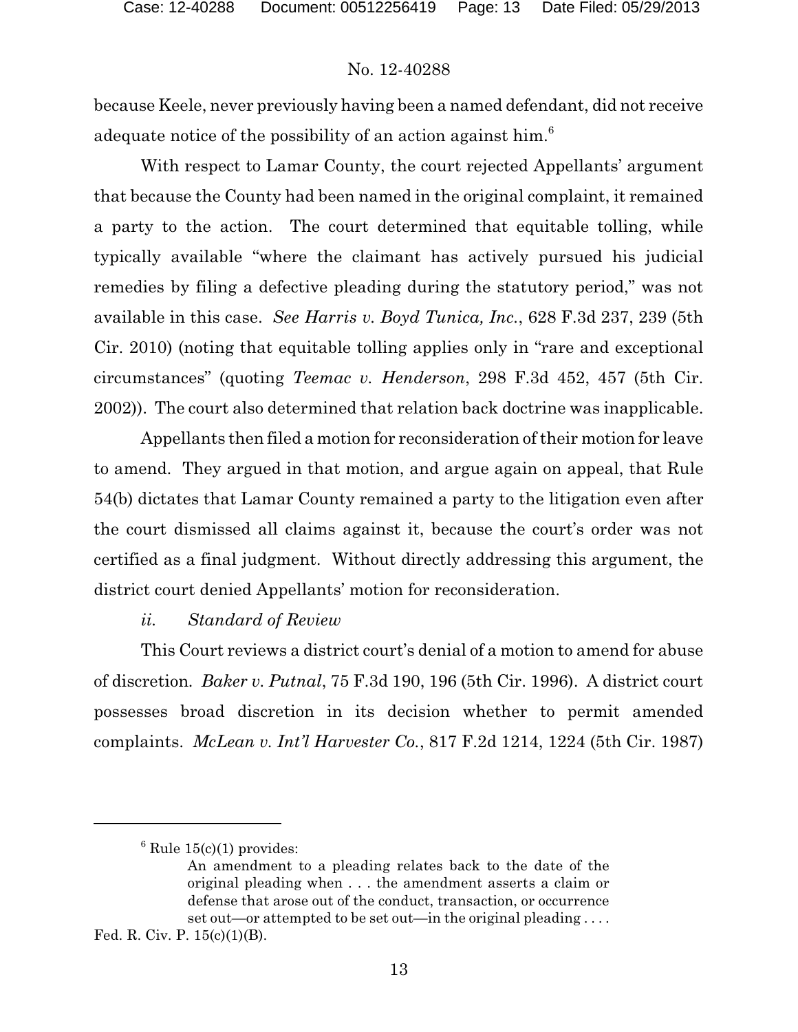because Keele, never previously having been a named defendant, did not receive adequate notice of the possibility of an action against him.[6]

With respect to Lamar County, the court rejected Appellants' argument that because the County had been named in the original complaint, it remained a party to the action. The court determined that equitable tolling, while typically available "where the claimant has actively pursued his judicial remedies by filing a defective pleading during the statutory period," was not available in this case. *See Harris v. Boyd Tunica, Inc.*, 628 F.3d 237, 239 (5th Cir. 2010) (noting that equitable tolling applies only in "rare and exceptional circumstances" (quoting *Teemac v. Henderson*, 298 F.3d 452, 457 (5th Cir. 2002)). The court also determined that relation back doctrine was inapplicable.

Appellants then filed a motion for reconsideration of their motion for leave to amend. They argued in that motion, and argue again on appeal, that Rule 54(b) dictates that Lamar County remained a party to the litigation even after the court dismissed all claims against it, because the court's order was not certified as a final judgment. Without directly addressing this argument, the district court denied Appellants' motion for reconsideration.

*ii. Standard of Review*

This Court reviews a district court's denial of a motion to amend for abuse of discretion. *Baker v. Putnal*, 75 F.3d 190, 196 (5th Cir. 1996). A district court possesses broad discretion in its decision whether to permit amended complaints. *McLean v. Int'l Harvester Co.*, 817 F.2d 1214, 1224 (5th Cir. 1987)

---

[6] Rule 15(c)(1) provides:

> An amendment to a pleading relates back to the date of the original pleading when . . . the amendment asserts a claim or defense that arose out of the conduct, transaction, or occurrence set out—or attempted to be set out—in the original pleading . . . .

Fed. R. Civ. P. 15(c)(1)(B).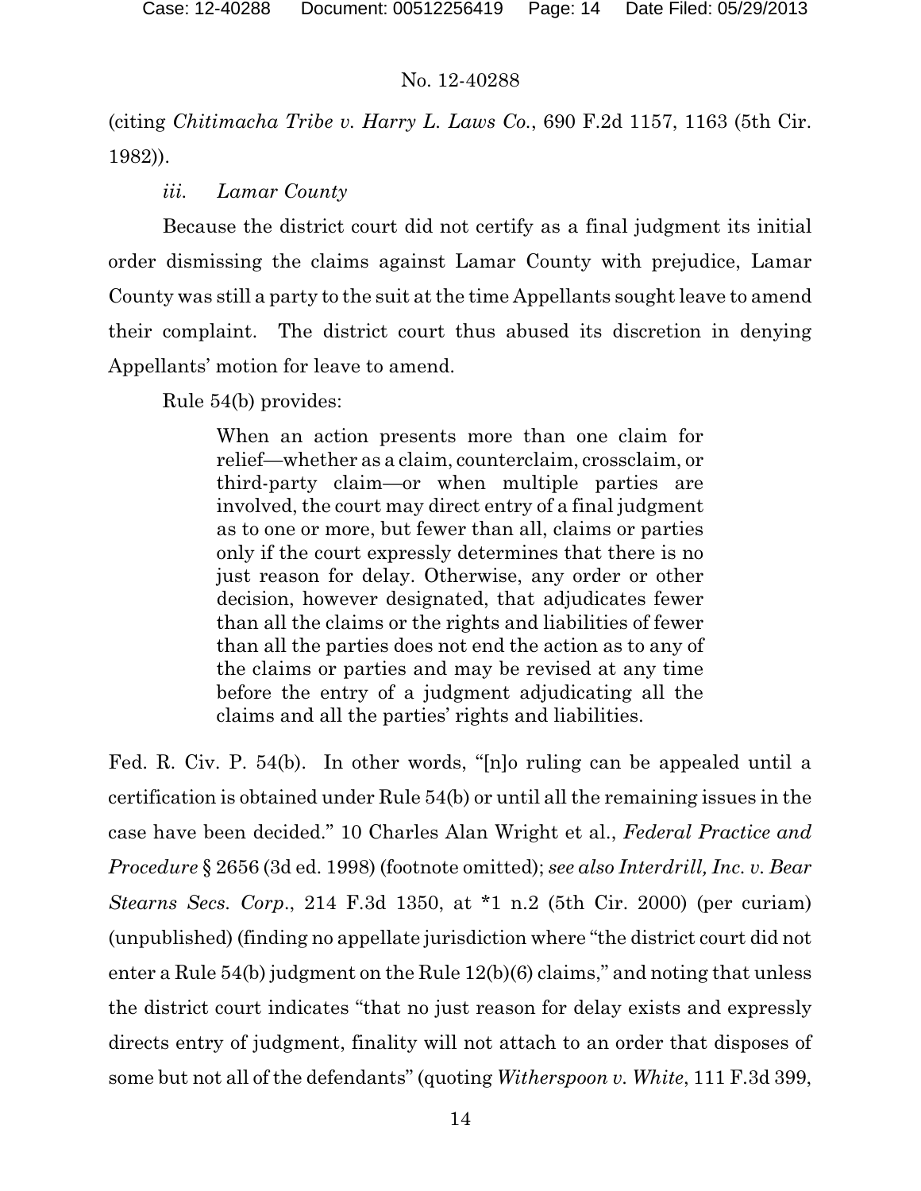(citing *Chitimacha Tribe v. Harry L. Laws Co.*, 690 F.2d 1157, 1163 (5th Cir. 1982)).

*iii. Lamar County*

Because the district court did not certify as a final judgment its initial order dismissing the claims against Lamar County with prejudice, Lamar County was still a party to the suit at the time Appellants sought leave to amend their complaint. The district court thus abused its discretion in denying Appellants' motion for leave to amend.

Rule 54(b) provides:

> When an action presents more than one claim for relief—whether as a claim, counterclaim, crossclaim, or third-party claim—or when multiple parties are involved, the court may direct entry of a final judgment as to one or more, but fewer than all, claims or parties only if the court expressly determines that there is no just reason for delay. Otherwise, any order or other decision, however designated, that adjudicates fewer than all the claims or the rights and liabilities of fewer than all the parties does not end the action as to any of the claims or parties and may be revised at any time before the entry of a judgment adjudicating all the claims and all the parties' rights and liabilities.

Fed. R. Civ. P. 54(b). In other words, "[n]o ruling can be appealed until a certification is obtained under Rule 54(b) or until all the remaining issues in the case have been decided." 10 Charles Alan Wright et al., *Federal Practice and Procedure* § 2656 (3d ed. 1998) (footnote omitted); *see also Interdrill, Inc. v. Bear Stearns Secs. Corp.*, 214 F.3d 1350, at *1 n.2 (5th Cir. 2000) (per curiam) (unpublished) (finding no appellate jurisdiction where "the district court did not enter a Rule 54(b) judgment on the Rule 12(b)(6) claims," and noting that unless the district court indicates "that no just reason for delay exists and expressly directs entry of judgment, finality will not attach to an order that disposes of some but not all of the defendants" (quoting *Witherspoon v. White*, 111 F.3d 399,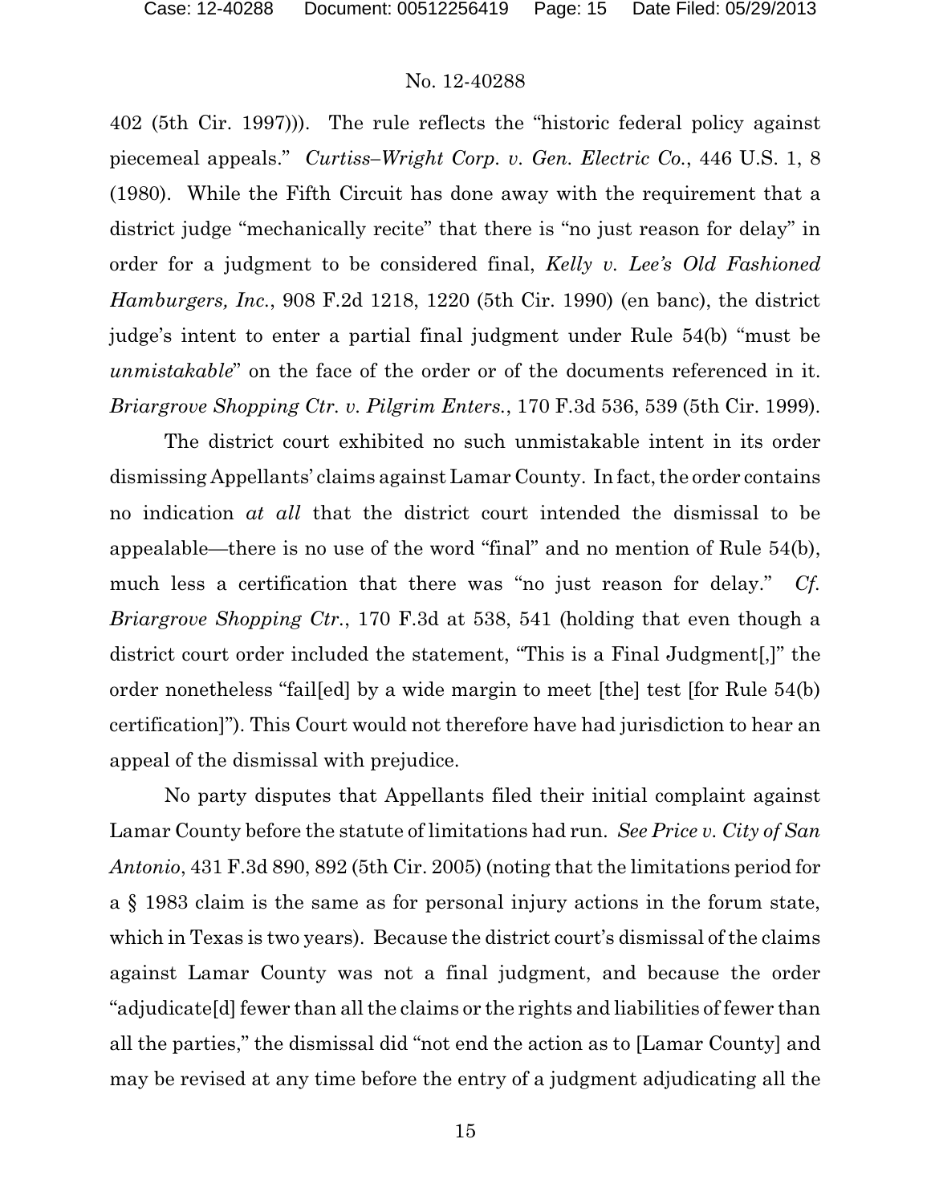402 (5th Cir. 1997))). The rule reflects the "historic federal policy against piecemeal appeals." *Curtiss–Wright Corp. v. Gen. Electric Co.*, 446 U.S. 1, 8 (1980). While the Fifth Circuit has done away with the requirement that a district judge "mechanically recite" that there is "no just reason for delay" in order for a judgment to be considered final, *Kelly v. Lee's Old Fashioned Hamburgers, Inc.*, 908 F.2d 1218, 1220 (5th Cir. 1990) (en banc), the district judge's intent to enter a partial final judgment under Rule 54(b) "must be *unmistakable*" on the face of the order or of the documents referenced in it. *Briargrove Shopping Ctr. v. Pilgrim Enters.*, 170 F.3d 536, 539 (5th Cir. 1999).

The district court exhibited no such unmistakable intent in its order dismissing Appellants' claims against Lamar County. In fact, the order contains no indication *at all* that the district court intended the dismissal to be appealable—there is no use of the word "final" and no mention of Rule 54(b), much less a certification that there was "no just reason for delay." *Cf. Briargrove Shopping Ctr.*, 170 F.3d at 538, 541 (holding that even though a district court order included the statement, "This is a Final Judgment[,]" the order nonetheless "fail[ed] by a wide margin to meet [the] test [for Rule 54(b) certification]"). This Court would not therefore have had jurisdiction to hear an appeal of the dismissal with prejudice.

No party disputes that Appellants filed their initial complaint against Lamar County before the statute of limitations had run. *See Price v. City of San Antonio*, 431 F.3d 890, 892 (5th Cir. 2005) (noting that the limitations period for a § 1983 claim is the same as for personal injury actions in the forum state, which in Texas is two years). Because the district court's dismissal of the claims against Lamar County was not a final judgment, and because the order "adjudicate[d] fewer than all the claims or the rights and liabilities of fewer than all the parties," the dismissal did "not end the action as to [Lamar County] and may be revised at any time before the entry of a judgment adjudicating all the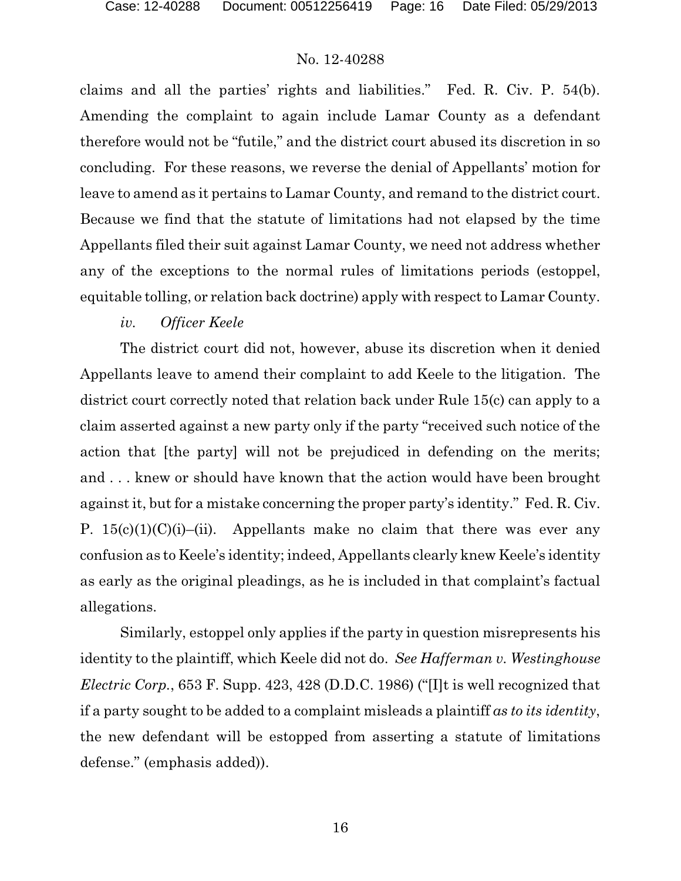claims and all the parties' rights and liabilities." Fed. R. Civ. P. 54(b). Amending the complaint to again include Lamar County as a defendant therefore would not be "futile," and the district court abused its discretion in so concluding. For these reasons, we reverse the denial of Appellants' motion for leave to amend as it pertains to Lamar County, and remand to the district court. Because we find that the statute of limitations had not elapsed by the time Appellants filed their suit against Lamar County, we need not address whether any of the exceptions to the normal rules of limitations periods (estoppel, equitable tolling, or relation back doctrine) apply with respect to Lamar County.

*iv. Officer Keele*

The district court did not, however, abuse its discretion when it denied Appellants leave to amend their complaint to add Keele to the litigation. The district court correctly noted that relation back under Rule 15(c) can apply to a claim asserted against a new party only if the party "received such notice of the action that [the party] will not be prejudiced in defending on the merits; and . . . knew or should have known that the action would have been brought against it, but for a mistake concerning the proper party's identity." Fed. R. Civ. P. 15(c)(1)(C)(i)–(ii). Appellants make no claim that there was ever any confusion as to Keele's identity; indeed, Appellants clearly knew Keele's identity as early as the original pleadings, as he is included in that complaint's factual allegations.

Similarly, estoppel only applies if the party in question misrepresents his identity to the plaintiff, which Keele did not do. *See Hafferman v. Westinghouse Electric Corp.*, 653 F. Supp. 423, 428 (D.D.C. 1986) ("[I]t is well recognized that if a party sought to be added to a complaint misleads a plaintiff *as to its identity*, the new defendant will be estopped from asserting a statute of limitations defense." (emphasis added)).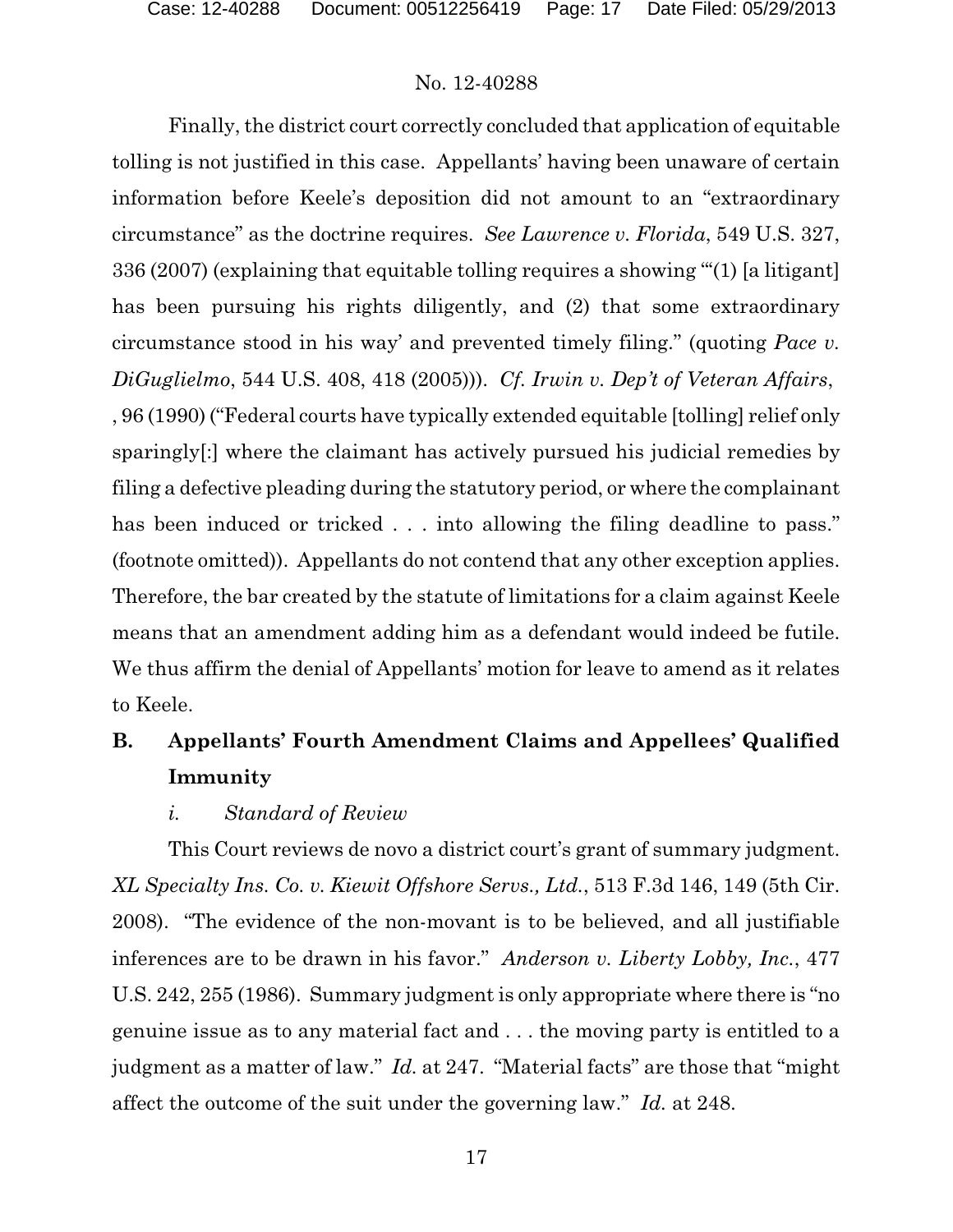No. 12-40288

Finally, the district court correctly concluded that application of equitable tolling is not justified in this case. Appellants' having been unaware of certain information before Keele's deposition did not amount to an "extraordinary circumstance" as the doctrine requires. *See Lawrence v. Florida*, 549 U.S. 327, 336 (2007) (explaining that equitable tolling requires a showing "'(1) [a litigant] has been pursuing his rights diligently, and (2) that some extraordinary circumstance stood in his way' and prevented timely filing." (quoting *Pace v. DiGuglielmo*, 544 U.S. 408, 418 (2005))). *Cf. Irwin v. Dep't of Veteran Affairs*, , 96 (1990) ("Federal courts have typically extended equitable [tolling] relief only sparingly[:] where the claimant has actively pursued his judicial remedies by filing a defective pleading during the statutory period, or where the complainant has been induced or tricked . . . into allowing the filing deadline to pass." (footnote omitted)). Appellants do not contend that any other exception applies. Therefore, the bar created by the statute of limitations for a claim against Keele means that an amendment adding him as a defendant would indeed be futile. We thus affirm the denial of Appellants' motion for leave to amend as it relates to Keele.

## B. Appellants' Fourth Amendment Claims and Appellees' Qualified Immunity

### *i. Standard of Review*

This Court reviews de novo a district court's grant of summary judgment. *XL Specialty Ins. Co. v. Kiewit Offshore Servs., Ltd.*, 513 F.3d 146, 149 (5th Cir. 2008). "The evidence of the non-movant is to be believed, and all justifiable inferences are to be drawn in his favor." *Anderson v. Liberty Lobby, Inc.*, 477 U.S. 242, 255 (1986). Summary judgment is only appropriate where there is "no genuine issue as to any material fact and . . . the moving party is entitled to a judgment as a matter of law." *Id.* at 247. "Material facts" are those that "might affect the outcome of the suit under the governing law." *Id.* at 248.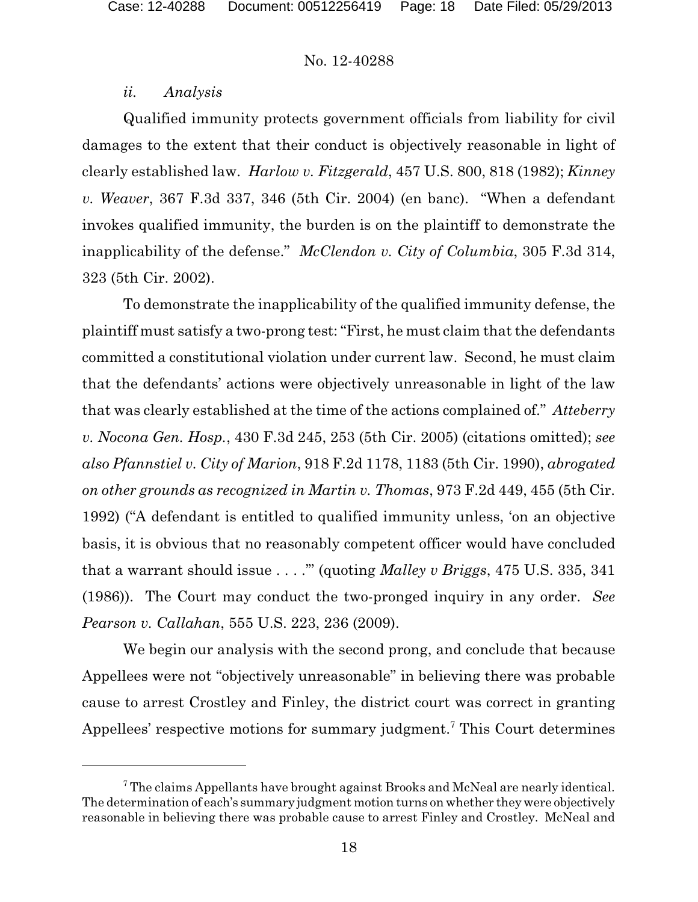*ii. Analysis*

Qualified immunity protects government officials from liability for civil damages to the extent that their conduct is objectively reasonable in light of clearly established law. *Harlow v. Fitzgerald*, 457 U.S. 800, 818 (1982); *Kinney v. Weaver*, 367 F.3d 337, 346 (5th Cir. 2004) (en banc). "When a defendant invokes qualified immunity, the burden is on the plaintiff to demonstrate the inapplicability of the defense." *McClendon v. City of Columbia*, 305 F.3d 314, 323 (5th Cir. 2002).

To demonstrate the inapplicability of the qualified immunity defense, the plaintiff must satisfy a two-prong test: "First, he must claim that the defendants committed a constitutional violation under current law. Second, he must claim that the defendants' actions were objectively unreasonable in light of the law that was clearly established at the time of the actions complained of." *Atteberry v. Nocona Gen. Hosp.*, 430 F.3d 245, 253 (5th Cir. 2005) (citations omitted); *see also Pfannstiel v. City of Marion*, 918 F.2d 1178, 1183 (5th Cir. 1990), *abrogated on other grounds as recognized in Martin v. Thomas*, 973 F.2d 449, 455 (5th Cir. 1992) ("A defendant is entitled to qualified immunity unless, 'on an objective basis, it is obvious that no reasonably competent officer would have concluded that a warrant should issue . . . .'" (quoting *Malley v Briggs*, 475 U.S. 335, 341 (1986)). The Court may conduct the two-pronged inquiry in any order. *See Pearson v. Callahan*, 555 U.S. 223, 236 (2009).

We begin our analysis with the second prong, and conclude that because Appellees were not "objectively unreasonable" in believing there was probable cause to arrest Crostley and Finley, the district court was correct in granting Appellees' respective motions for summary judgment.[7] This Court determines

---

[7] The claims Appellants have brought against Brooks and McNeal are nearly identical. The determination of each's summary judgment motion turns on whether they were objectively reasonable in believing there was probable cause to arrest Finley and Crostley. McNeal and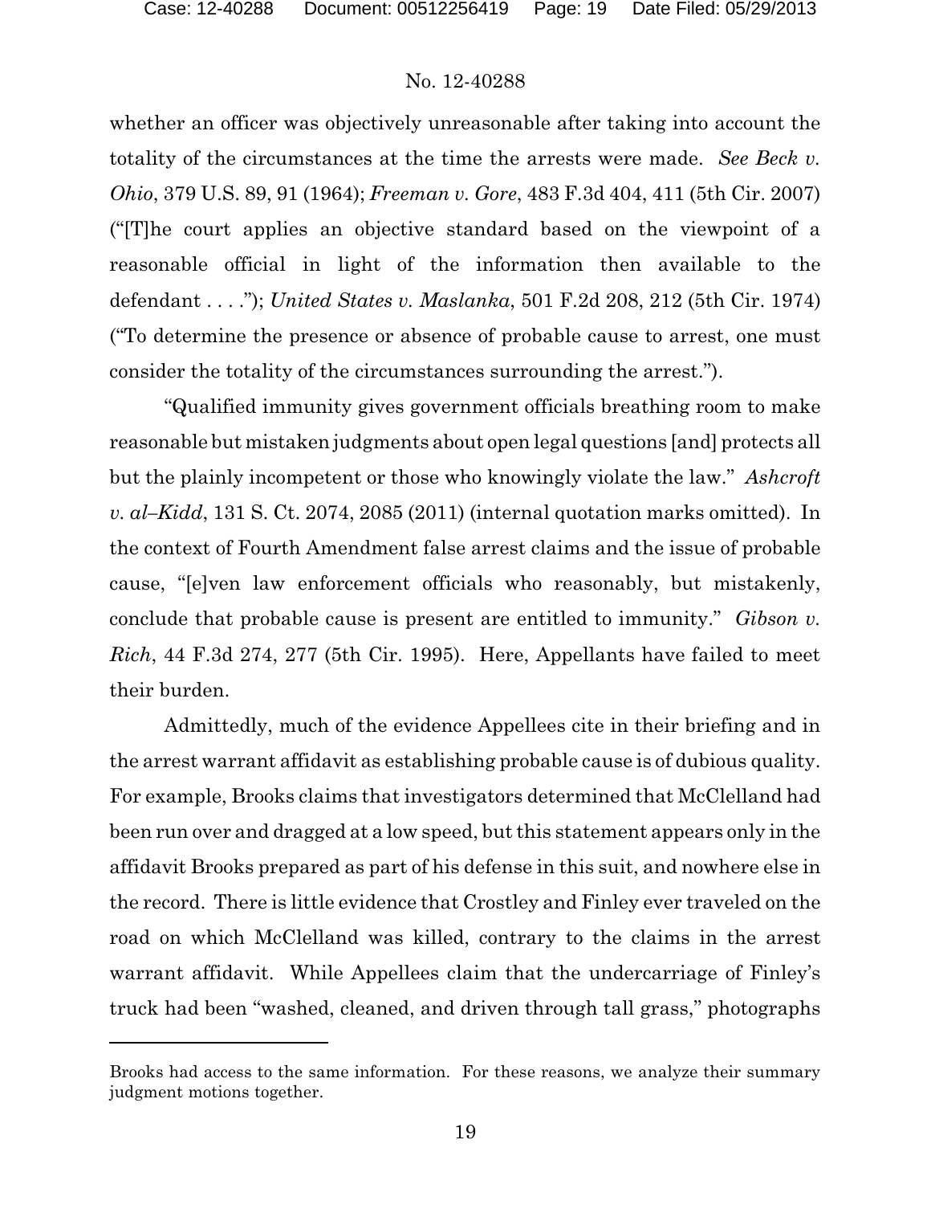whether an officer was objectively unreasonable after taking into account the totality of the circumstances at the time the arrests were made. *See Beck v. Ohio*, 379 U.S. 89, 91 (1964); *Freeman v. Gore*, 483 F.3d 404, 411 (5th Cir. 2007) ("[T]he court applies an objective standard based on the viewpoint of a reasonable official in light of the information then available to the defendant . . . ."); *United States v. Maslanka*, 501 F.2d 208, 212 (5th Cir. 1974) ("To determine the presence or absence of probable cause to arrest, one must consider the totality of the circumstances surrounding the arrest.").

"Qualified immunity gives government officials breathing room to make reasonable but mistaken judgments about open legal questions [and] protects all but the plainly incompetent or those who knowingly violate the law." *Ashcroft v. al–Kidd*, 131 S. Ct. 2074, 2085 (2011) (internal quotation marks omitted). In the context of Fourth Amendment false arrest claims and the issue of probable cause, "[e]ven law enforcement officials who reasonably, but mistakenly, conclude that probable cause is present are entitled to immunity." *Gibson v. Rich*, 44 F.3d 274, 277 (5th Cir. 1995). Here, Appellants have failed to meet their burden.

Admittedly, much of the evidence Appellees cite in their briefing and in the arrest warrant affidavit as establishing probable cause is of dubious quality. For example, Brooks claims that investigators determined that McClelland had been run over and dragged at a low speed, but this statement appears only in the affidavit Brooks prepared as part of his defense in this suit, and nowhere else in the record. There is little evidence that Crostley and Finley ever traveled on the road on which McClelland was killed, contrary to the claims in the arrest warrant affidavit. While Appellees claim that the undercarriage of Finley's truck had been "washed, cleaned, and driven through tall grass," photographs

---

Brooks had access to the same information. For these reasons, we analyze their summary judgment motions together.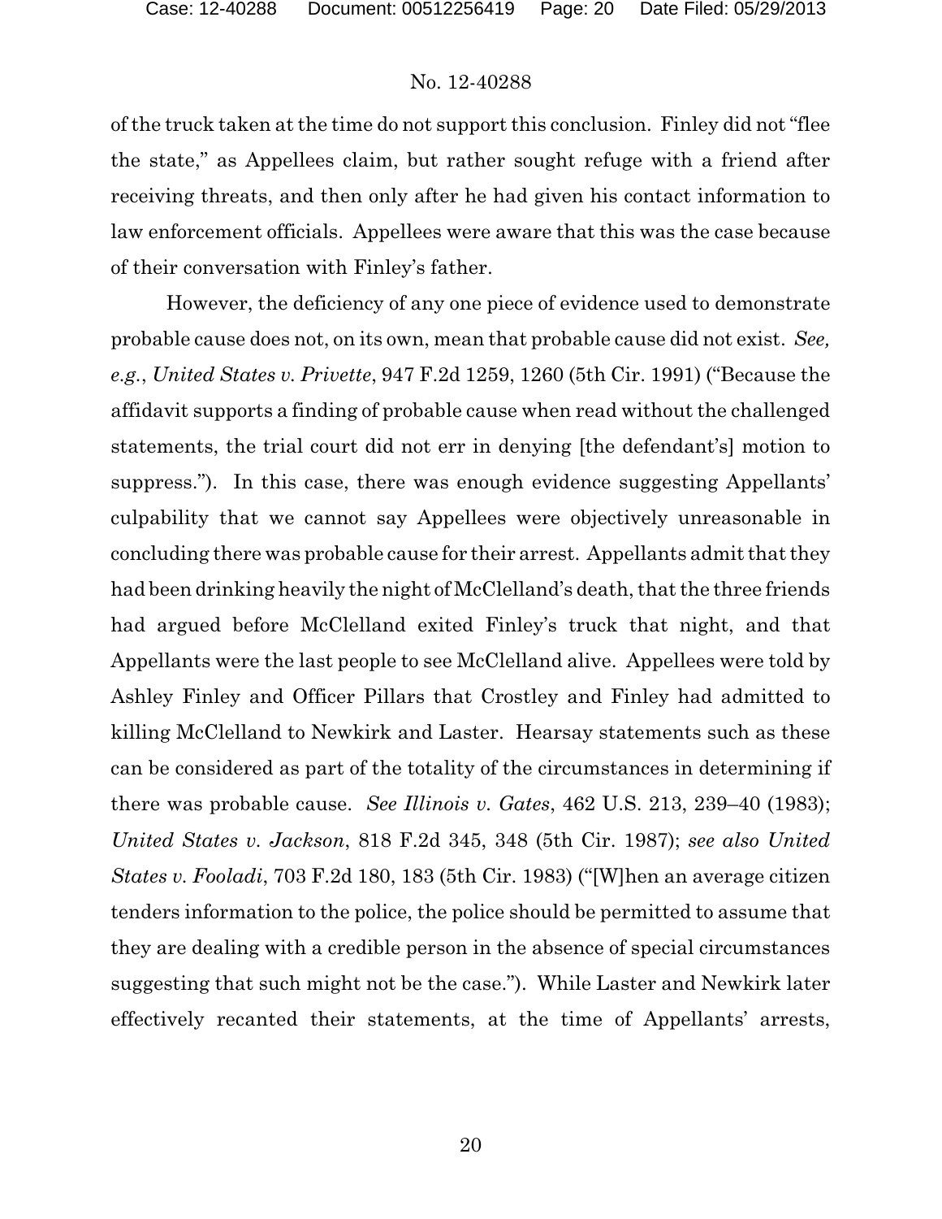of the truck taken at the time do not support this conclusion. Finley did not "flee the state," as Appellees claim, but rather sought refuge with a friend after receiving threats, and then only after he had given his contact information to law enforcement officials. Appellees were aware that this was the case because of their conversation with Finley's father.

However, the deficiency of any one piece of evidence used to demonstrate probable cause does not, on its own, mean that probable cause did not exist. *See, e.g.*, *United States v. Privette*, 947 F.2d 1259, 1260 (5th Cir. 1991) ("Because the affidavit supports a finding of probable cause when read without the challenged statements, the trial court did not err in denying [the defendant's] motion to suppress."). In this case, there was enough evidence suggesting Appellants' culpability that we cannot say Appellees were objectively unreasonable in concluding there was probable cause for their arrest. Appellants admit that they had been drinking heavily the night of McClelland's death, that the three friends had argued before McClelland exited Finley's truck that night, and that Appellants were the last people to see McClelland alive. Appellees were told by Ashley Finley and Officer Pillars that Crostley and Finley had admitted to killing McClelland to Newkirk and Laster. Hearsay statements such as these can be considered as part of the totality of the circumstances in determining if there was probable cause. *See Illinois v. Gates*, 462 U.S. 213, 239–40 (1983); *United States v. Jackson*, 818 F.2d 345, 348 (5th Cir. 1987); *see also United States v. Fooladi*, 703 F.2d 180, 183 (5th Cir. 1983) ("[W]hen an average citizen tenders information to the police, the police should be permitted to assume that they are dealing with a credible person in the absence of special circumstances suggesting that such might not be the case."). While Laster and Newkirk later effectively recanted their statements, at the time of Appellants' arrests,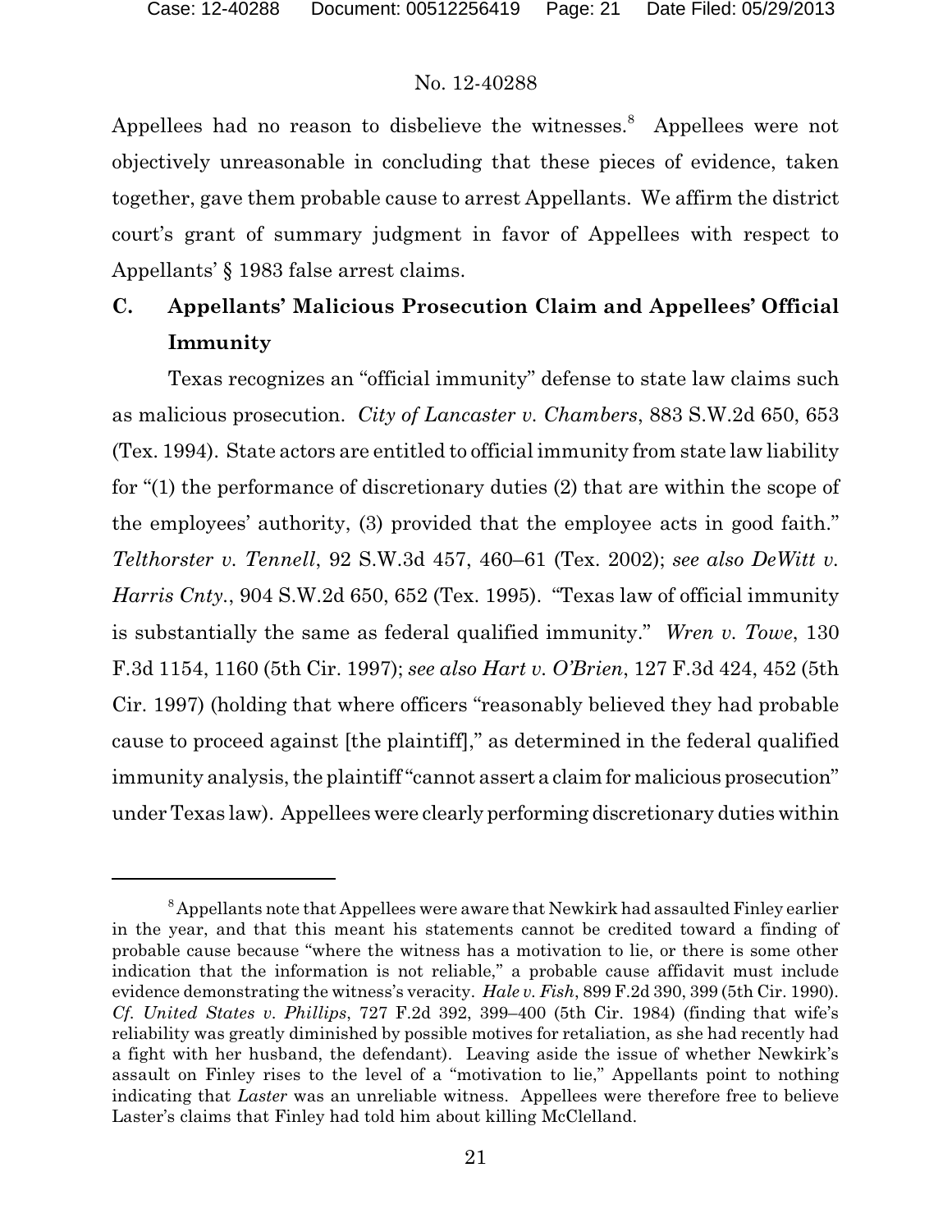Appellees had no reason to disbelieve the witnesses.[8] Appellees were not objectively unreasonable in concluding that these pieces of evidence, taken together, gave them probable cause to arrest Appellants. We affirm the district court's grant of summary judgment in favor of Appellees with respect to Appellants' § 1983 false arrest claims.

## C. Appellants' Malicious Prosecution Claim and Appellees' Official Immunity

Texas recognizes an "official immunity" defense to state law claims such as malicious prosecution. *City of Lancaster v. Chambers*, 883 S.W.2d 650, 653 (Tex. 1994). State actors are entitled to official immunity from state law liability for "(1) the performance of discretionary duties (2) that are within the scope of the employees' authority, (3) provided that the employee acts in good faith." *Telthorster v. Tennell*, 92 S.W.3d 457, 460–61 (Tex. 2002); *see also DeWitt v. Harris Cnty.*, 904 S.W.2d 650, 652 (Tex. 1995). "Texas law of official immunity is substantially the same as federal qualified immunity." *Wren v. Towe*, 130 F.3d 1154, 1160 (5th Cir. 1997); *see also Hart v. O'Brien*, 127 F.3d 424, 452 (5th Cir. 1997) (holding that where officers "reasonably believed they had probable cause to proceed against [the plaintiff]," as determined in the federal qualified immunity analysis, the plaintiff "cannot assert a claim for malicious prosecution" under Texas law). Appellees were clearly performing discretionary duties within

---

[8] Appellants note that Appellees were aware that Newkirk had assaulted Finley earlier in the year, and that this meant his statements cannot be credited toward a finding of probable cause because "where the witness has a motivation to lie, or there is some other indication that the information is not reliable," a probable cause affidavit must include evidence demonstrating the witness's veracity. *Hale v. Fish*, 899 F.2d 390, 399 (5th Cir. 1990). *Cf. United States v. Phillips*, 727 F.2d 392, 399–400 (5th Cir. 1984) (finding that wife's reliability was greatly diminished by possible motives for retaliation, as she had recently had a fight with her husband, the defendant). Leaving aside the issue of whether Newkirk's assault on Finley rises to the level of a "motivation to lie," Appellants point to nothing indicating that *Laster* was an unreliable witness. Appellees were therefore free to believe Laster's claims that Finley had told him about killing McClelland.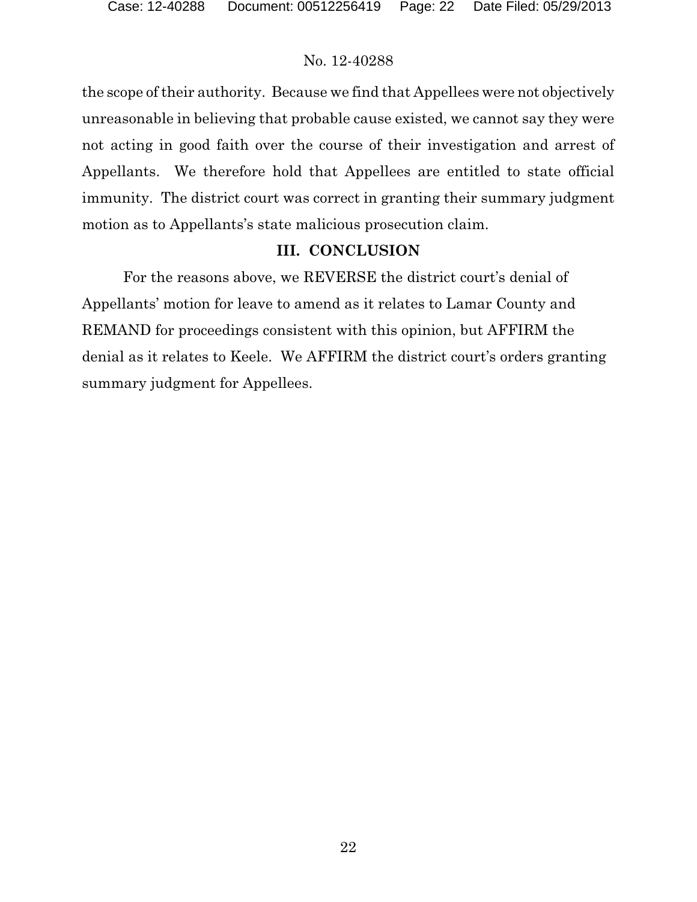the scope of their authority. Because we find that Appellees were not objectively unreasonable in believing that probable cause existed, we cannot say they were not acting in good faith over the course of their investigation and arrest of Appellants. We therefore hold that Appellees are entitled to state official immunity. The district court was correct in granting their summary judgment motion as to Appellants's state malicious prosecution claim.

## III. CONCLUSION

For the reasons above, we REVERSE the district court's denial of Appellants' motion for leave to amend as it relates to Lamar County and REMAND for proceedings consistent with this opinion, but AFFIRM the denial as it relates to Keele. We AFFIRM the district court's orders granting summary judgment for Appellees.